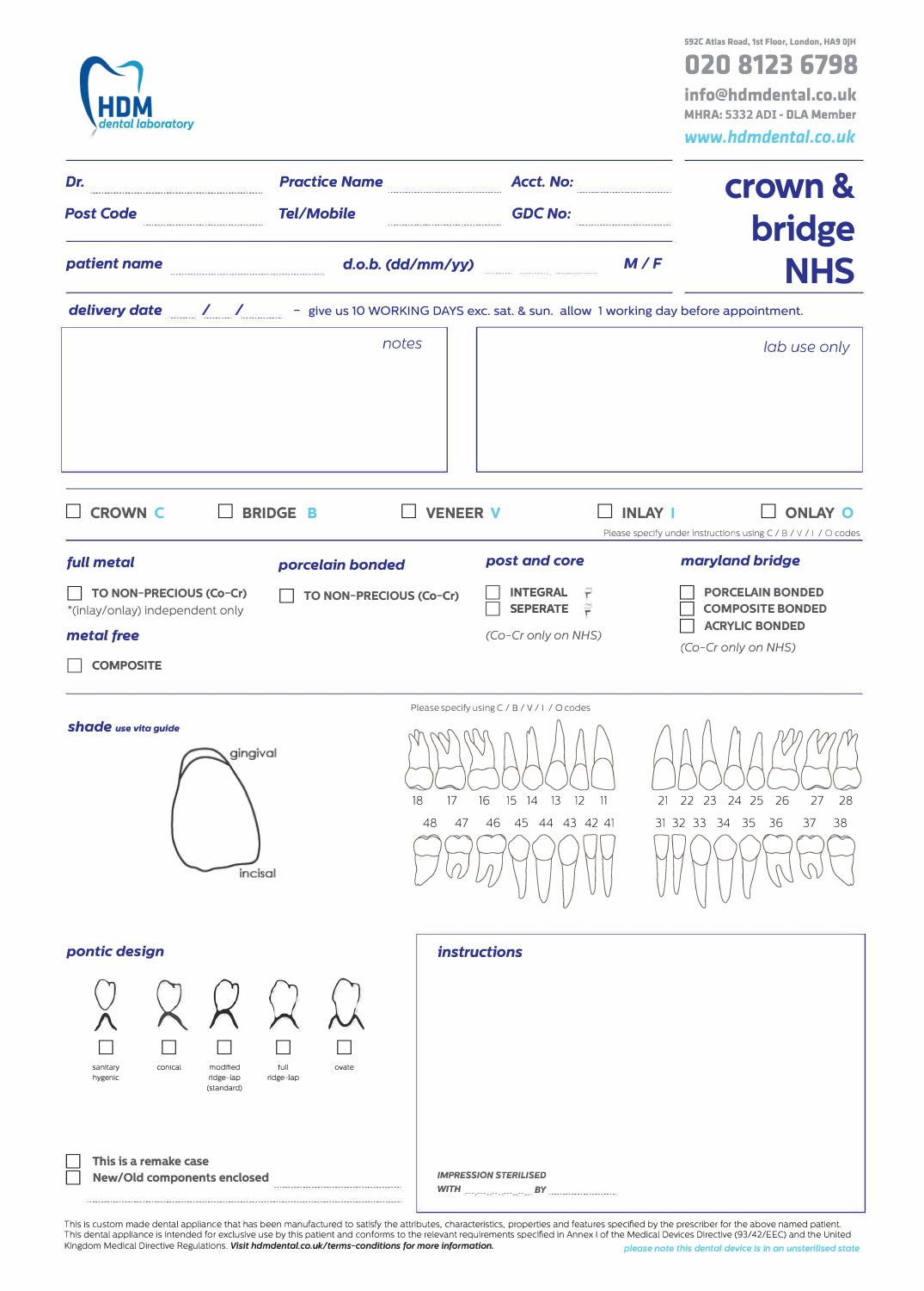HDM
*dental laboratory*

592C Atlas Road, 1st Floor, London, HA9 0JH

**020 8123 6798**

**info@hdmdental.co.uk**

**MHRA: 5332 ADI - DLA Member**

**www.hdmdental.co.uk**

# crown & bridge NHS

**Dr.** ........................ **Practice Name** ........................ **Acct. No:** ........................

**Post Code** ........................ **Tel/Mobile** ........................ **GDC No:** ........................

**patient name** ........................ **d.o.b. (dd/mm/yy)** ........................ **M / F**

**delivery date** ___ / ___ / ___ - give us 10 WORKING DAYS exc. sat. & sun. allow 1 working day before appointment.

| *notes* | *lab use only* |
|---|---|
| | |

☐ **CROWN C** ☐ **BRIDGE B** ☐ **VENEER V** ☐ **INLAY I** ☐ **ONLAY O**

Please specify under instructions using C / B / V / I / O codes

***full metal***

☐ TO NON-PRECIOUS (Co-Cr)
*(inlay/onlay) independent only

***metal free***

☐ COMPOSITE

***porcelain bonded***

☐ TO NON-PRECIOUS (Co-Cr)

***post and core***

☐ INTEGRAL
☐ SEPERATE

*(Co-Cr only on NHS)*

***maryland bridge***

☐ PORCELAIN BONDED
☐ COMPOSITE BONDED
☐ ACRYLIC BONDED

*(Co-Cr only on NHS)*

***shade*** *use vita guide*

gingival

incisal

Please specify using C / B / V / I / O codes

18 17 16 15 14 13 12 11 21 22 23 24 25 26 27 28

48 47 46 45 44 43 42 41 31 32 33 34 35 36 37 38

***pontic design***

☐ sanitary hygenic
☐ conical
☐ modified ridge-lap (standard)
☐ full ridge-lap
☐ ovate

☐ **This is a remake case**
☐ **New/Old components enclosed** ........................

***instructions***

*IMPRESSION STERILISED*
*WITH* ........................ *BY* ........................

This is custom made dental appliance that has been manufactured to satisfy the attributes, characteristics, properties and features specified by the prescriber for the above named patient. This dental appliance is intended for exclusive use by this patient and conforms to the relevant requirements specified in Annex I of the Medical Devices Directive (93/42/EEC) and the United Kingdom Medical Directive Regulations. ***Visit hdmdental.co.uk/terms-conditions for more information.***

*please note this dental device is in an unsterilised state*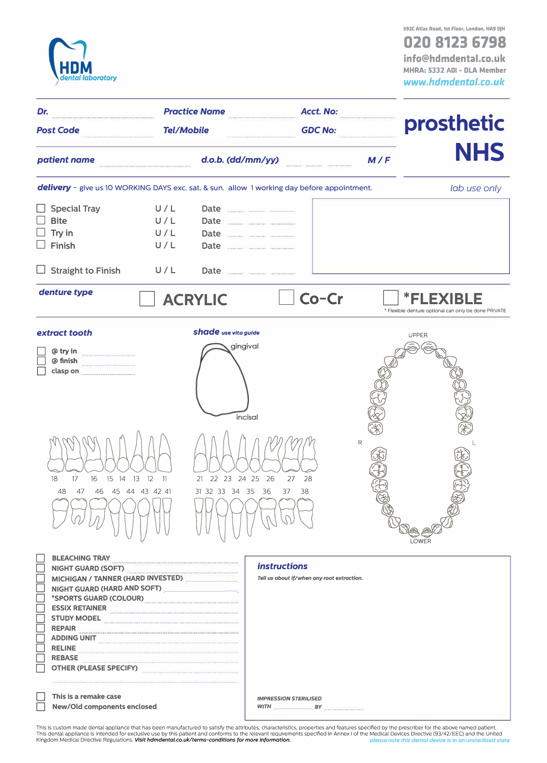HDM dental laboratory

592C Atlas Road, 1st Floor, London, HA9 0JH
020 8123 6798
info@hdmdental.co.uk
MHRA: 5332 A0I - DLA Member
www.hdmdental.co.uk

# prosthetic NHS

**Dr.** ........ **Practice Name** ........ **Acct. No:** ........

**Post Code** ........ **Tel/Mobile** ........ **GDC No:** ........

**patient name** ........ **d.o.b. (dd/mm/yy)** ........ **M / F**

**delivery** – give us 10 WORKING DAYS exc. sat. & sun. allow 1 working day before appointment.

*lab use only*

| | | |
|---|---|---|
| ☐ Special Tray | U / L | Date ........ |
| ☐ Bite | U / L | Date ........ |
| ☐ Try in | U / L | Date ........ |
| ☐ Finish | U / L | Date ........ |
| ☐ Straight to Finish | U / L | Date ........ |

**denture type** ☐ ACRYLIC ☐ Co-Cr ☐ *FLEXIBLE

* Flexible denture optional can only be done PRIVATE

**extract tooth**

- ☐ @ try in ........
- ☐ @ finish ........
- ☐ clasp on ........

**shade** use vita guide

gingival

incisal

UPPER

R

L

LOWER

18 17 16 15 14 13 12 11 21 22 23 24 25 26 27 28

48 47 46 45 44 43 42 41 31 32 33 34 35 36 37 38

- ☐ BLEACHING TRAY ........
- ☐ NIGHT GUARD (SOFT) ........
- ☐ MICHIGAN / TANNER (HARD INVESTED) ........
- ☐ NIGHT GUARD (HARD AND SOFT) ........
- ☐ *SPORTS GUARD (COLOUR) ........
- ☐ ESSIX RETAINER ........
- ☐ STUDY MODEL ........
- ☐ REPAIR ........
- ☐ ADDING UNIT ........
- ☐ RELINE ........
- ☐ REBASE ........
- ☐ OTHER (PLEASE SPECIFY) ........

- ☐ This is a remake case
- ☐ New/Old components enclosed

**instructions**

*Tell us about if/when any root extraction.*

IMPRESSION STERILISED
WITH ........ BY ........

This is custom made dental appliance that has been manufactured to satisfy the attributes, characteristics, properties and features specified by the prescriber for the above named patient. This dental appliance is intended for exclusive use by this patient and conforms to the relevant requirements specified in Annex I of the Medical Devices Directive (93/42/EEC) and the United Kingdom Medical Directive Regulations. *Visit hdmdental.co.uk/terms-conditions for more information.*

*please note this dental device is in an unsterilised state*